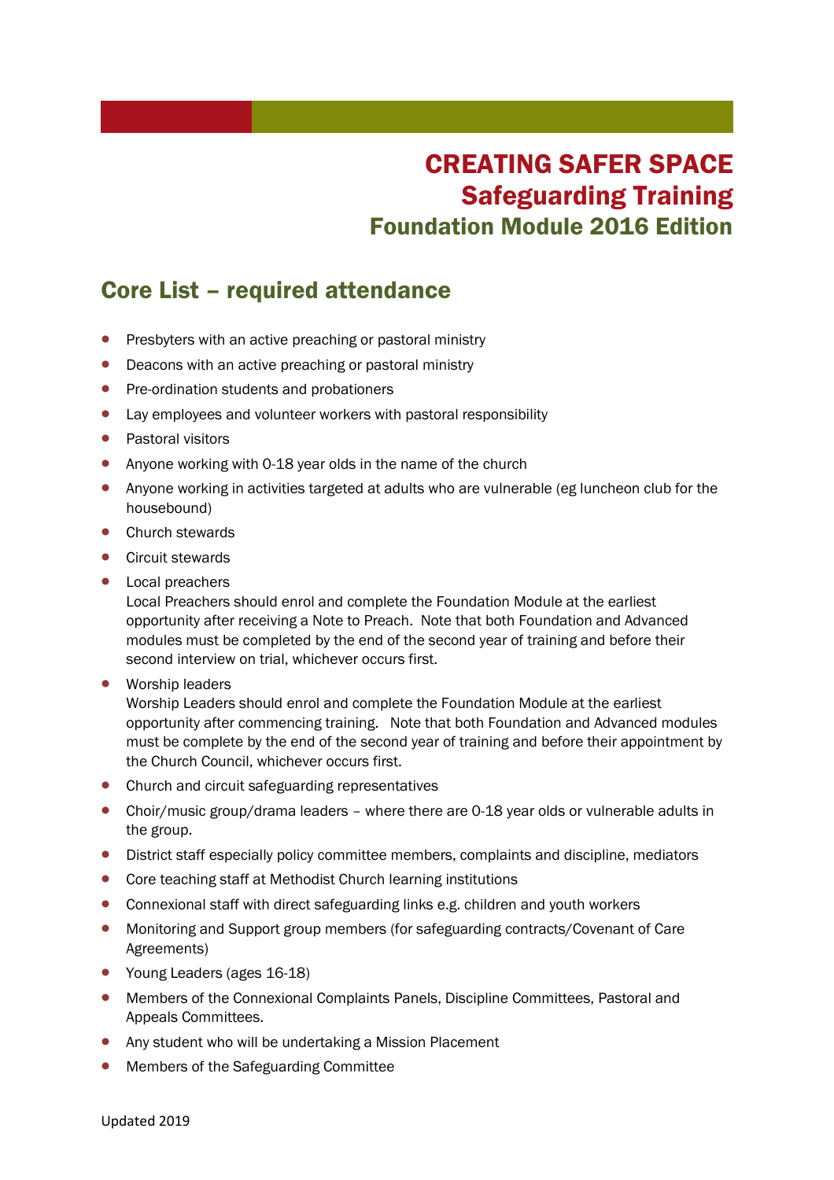# CREATING SAFER SPACE
## Safeguarding Training
### Foundation Module 2016 Edition

## Core List – required attendance

- Presbyters with an active preaching or pastoral ministry
- Deacons with an active preaching or pastoral ministry
- Pre-ordination students and probationers
- Lay employees and volunteer workers with pastoral responsibility
- Pastoral visitors
- Anyone working with 0-18 year olds in the name of the church
- Anyone working in activities targeted at adults who are vulnerable (eg luncheon club for the housebound)
- Church stewards
- Circuit stewards
- Local preachers
  Local Preachers should enrol and complete the Foundation Module at the earliest opportunity after receiving a Note to Preach. Note that both Foundation and Advanced modules must be completed by the end of the second year of training and before their second interview on trial, whichever occurs first.
- Worship leaders
  Worship Leaders should enrol and complete the Foundation Module at the earliest opportunity after commencing training. Note that both Foundation and Advanced modules must be complete by the end of the second year of training and before their appointment by the Church Council, whichever occurs first.
- Church and circuit safeguarding representatives
- Choir/music group/drama leaders – where there are 0-18 year olds or vulnerable adults in the group.
- District staff especially policy committee members, complaints and discipline, mediators
- Core teaching staff at Methodist Church learning institutions
- Connexional staff with direct safeguarding links e.g. children and youth workers
- Monitoring and Support group members (for safeguarding contracts/Covenant of Care Agreements)
- Young Leaders (ages 16-18)
- Members of the Connexional Complaints Panels, Discipline Committees, Pastoral and Appeals Committees.
- Any student who will be undertaking a Mission Placement
- Members of the Safeguarding Committee

Updated 2019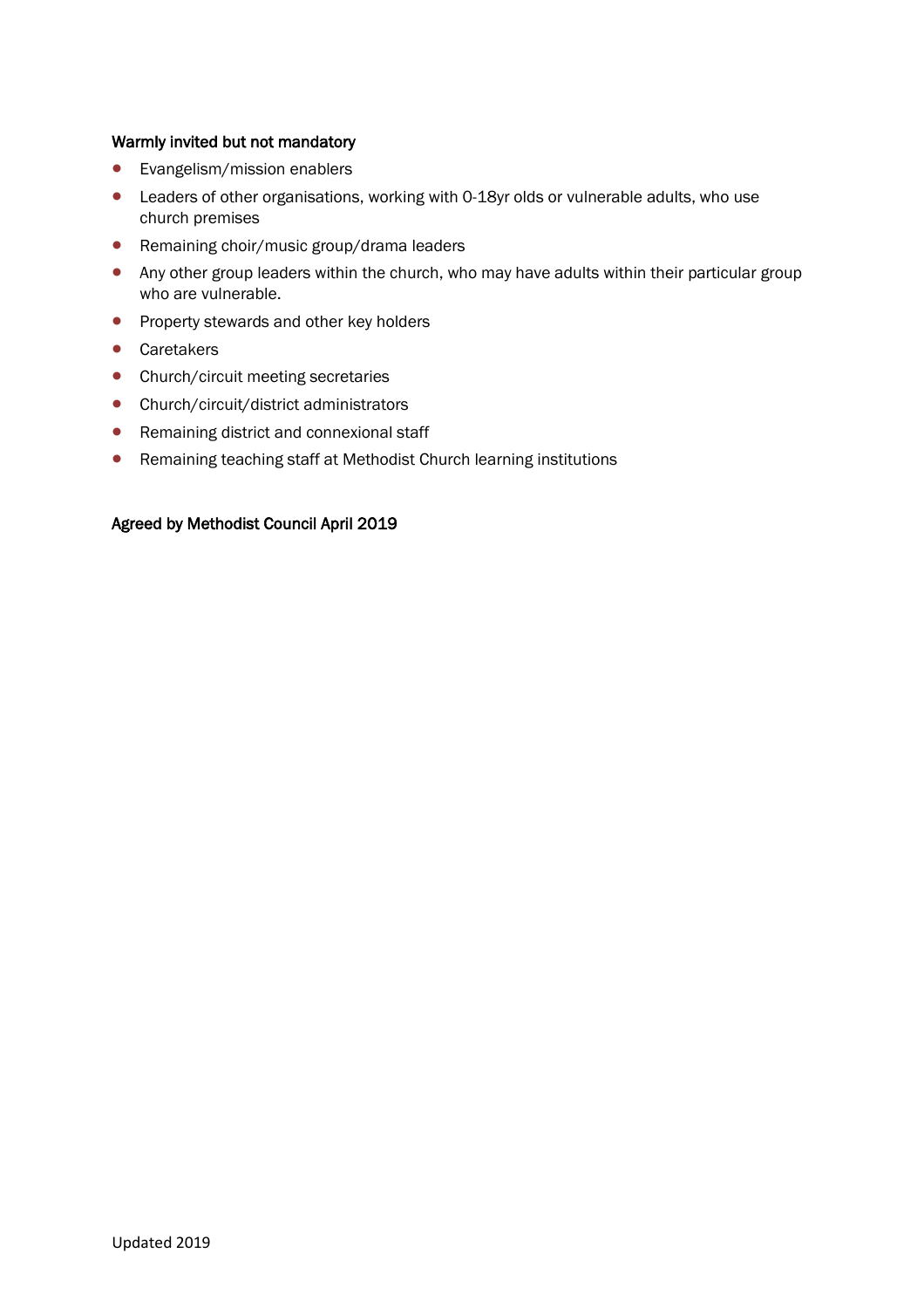**Warmly invited but not mandatory**

- Evangelism/mission enablers
- Leaders of other organisations, working with 0-18yr olds or vulnerable adults, who use church premises
- Remaining choir/music group/drama leaders
- Any other group leaders within the church, who may have adults within their particular group who are vulnerable.
- Property stewards and other key holders
- Caretakers
- Church/circuit meeting secretaries
- Church/circuit/district administrators
- Remaining district and connexional staff
- Remaining teaching staff at Methodist Church learning institutions

**Agreed by Methodist Council April 2019**